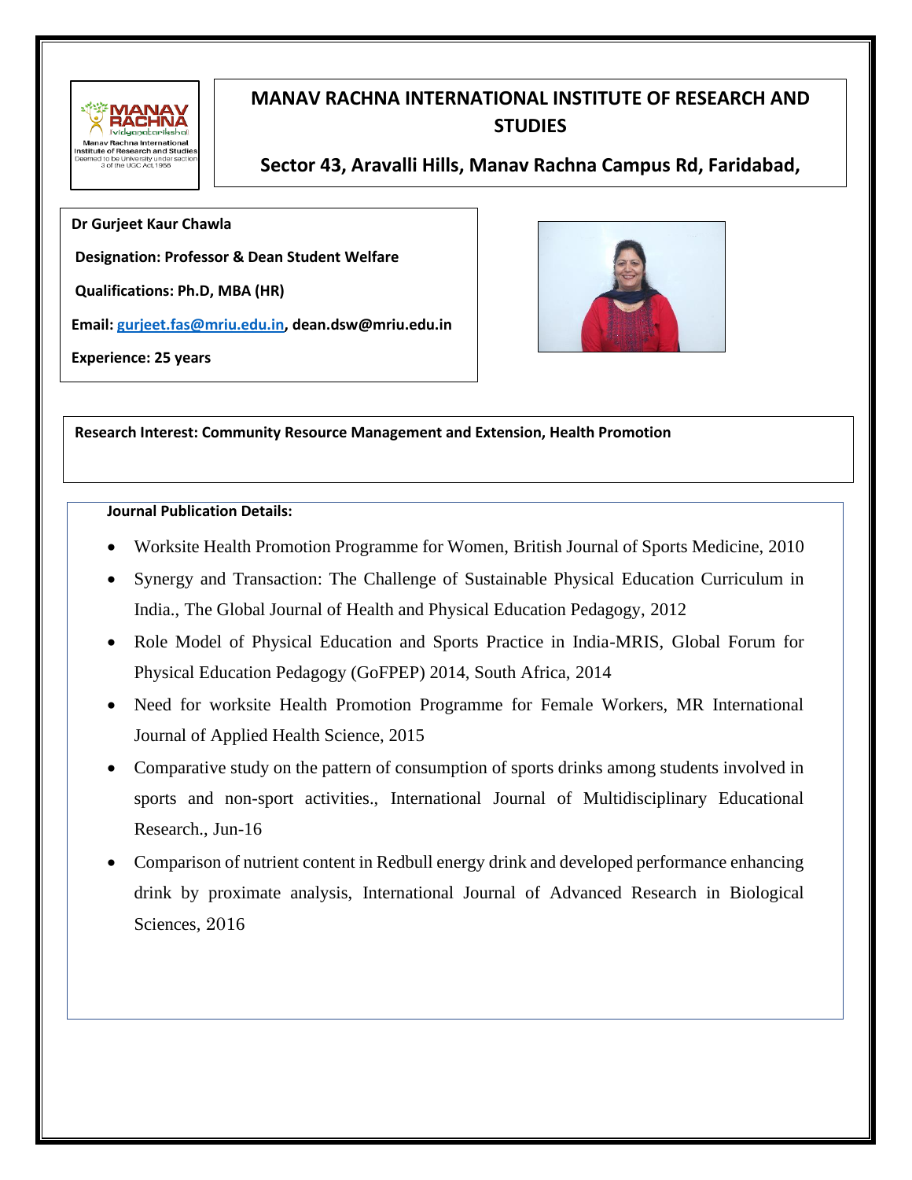# MANAV RACHNA INTERNATIONAL INSTITUTE OF RESEARCH AND STUDIES

**Sector 43, Aravalli Hills, Manav Rachna Campus Rd, Faridabad,**

**Dr Gurjeet Kaur Chawla**

**Designation: Professor & Dean Student Welfare**

**Qualifications: Ph.D, MBA (HR)**

**Email: gurjeet.fas@mriu.edu.in, dean.dsw@mriu.edu.in**

**Experience: 25 years**

**Research Interest: Community Resource Management and Extension, Health Promotion**

**Journal Publication Details:**

- Worksite Health Promotion Programme for Women, British Journal of Sports Medicine, 2010
- Synergy and Transaction: The Challenge of Sustainable Physical Education Curriculum in India., The Global Journal of Health and Physical Education Pedagogy, 2012
- Role Model of Physical Education and Sports Practice in India-MRIS, Global Forum for Physical Education Pedagogy (GoFPEP) 2014, South Africa, 2014
- Need for worksite Health Promotion Programme for Female Workers, MR International Journal of Applied Health Science, 2015
- Comparative study on the pattern of consumption of sports drinks among students involved in sports and non-sport activities., International Journal of Multidisciplinary Educational Research., Jun-16
- Comparison of nutrient content in Redbull energy drink and developed performance enhancing drink by proximate analysis, International Journal of Advanced Research in Biological Sciences, 2016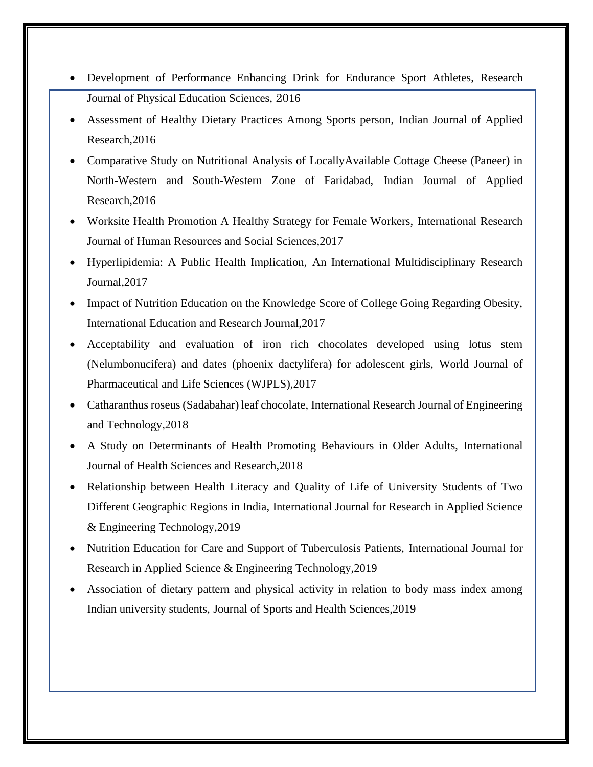- Development of Performance Enhancing Drink for Endurance Sport Athletes, Research Journal of Physical Education Sciences, 2016
- Assessment of Healthy Dietary Practices Among Sports person, Indian Journal of Applied Research,2016
- Comparative Study on Nutritional Analysis of LocallyAvailable Cottage Cheese (Paneer) in North-Western and South-Western Zone of Faridabad, Indian Journal of Applied Research,2016
- Worksite Health Promotion A Healthy Strategy for Female Workers, International Research Journal of Human Resources and Social Sciences,2017
- Hyperlipidemia: A Public Health Implication, An International Multidisciplinary Research Journal,2017
- Impact of Nutrition Education on the Knowledge Score of College Going Regarding Obesity, International Education and Research Journal,2017
- Acceptability and evaluation of iron rich chocolates developed using lotus stem (Nelumbonucifera) and dates (phoenix dactylifera) for adolescent girls, World Journal of Pharmaceutical and Life Sciences (WJPLS),2017
- Catharanthus roseus (Sadabahar) leaf chocolate, International Research Journal of Engineering and Technology,2018
- A Study on Determinants of Health Promoting Behaviours in Older Adults, International Journal of Health Sciences and Research,2018
- Relationship between Health Literacy and Quality of Life of University Students of Two Different Geographic Regions in India, International Journal for Research in Applied Science & Engineering Technology,2019
- Nutrition Education for Care and Support of Tuberculosis Patients, International Journal for Research in Applied Science & Engineering Technology,2019
- Association of dietary pattern and physical activity in relation to body mass index among Indian university students, Journal of Sports and Health Sciences,2019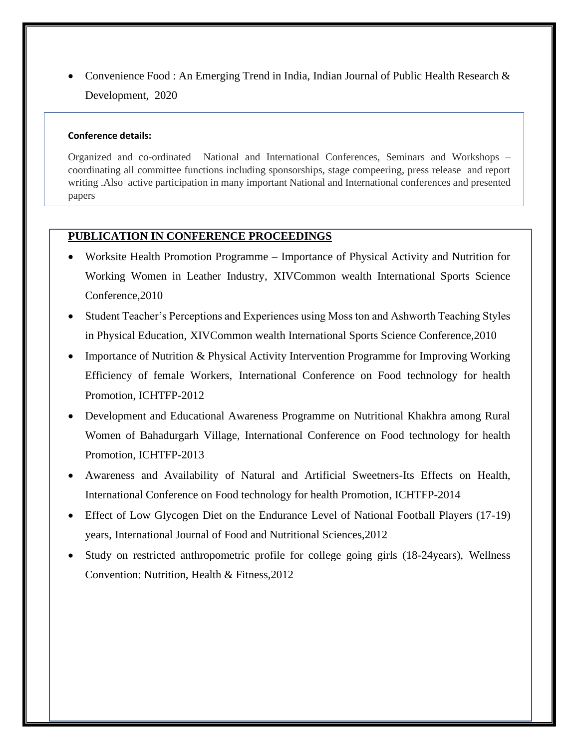- Convenience Food : An Emerging Trend in India, Indian Journal of Public Health Research & Development, 2020

**Conference details:**

Organized and co-ordinated National and International Conferences, Seminars and Workshops – coordinating all committee functions including sponsorships, stage compeering, press release and report writing .Also active participation in many important National and International conferences and presented papers

## PUBLICATION IN CONFERENCE PROCEEDINGS

- Worksite Health Promotion Programme – Importance of Physical Activity and Nutrition for Working Women in Leather Industry, XIVCommon wealth International Sports Science Conference,2010
- Student Teacher's Perceptions and Experiences using Moss ton and Ashworth Teaching Styles in Physical Education, XIVCommon wealth International Sports Science Conference,2010
- Importance of Nutrition & Physical Activity Intervention Programme for Improving Working Efficiency of female Workers, International Conference on Food technology for health Promotion, ICHTFP-2012
- Development and Educational Awareness Programme on Nutritional Khakhra among Rural Women of Bahadurgarh Village, International Conference on Food technology for health Promotion, ICHTFP-2013
- Awareness and Availability of Natural and Artificial Sweetners-Its Effects on Health, International Conference on Food technology for health Promotion, ICHTFP-2014
- Effect of Low Glycogen Diet on the Endurance Level of National Football Players (17-19) years, International Journal of Food and Nutritional Sciences,2012
- Study on restricted anthropometric profile for college going girls (18-24years), Wellness Convention: Nutrition, Health & Fitness,2012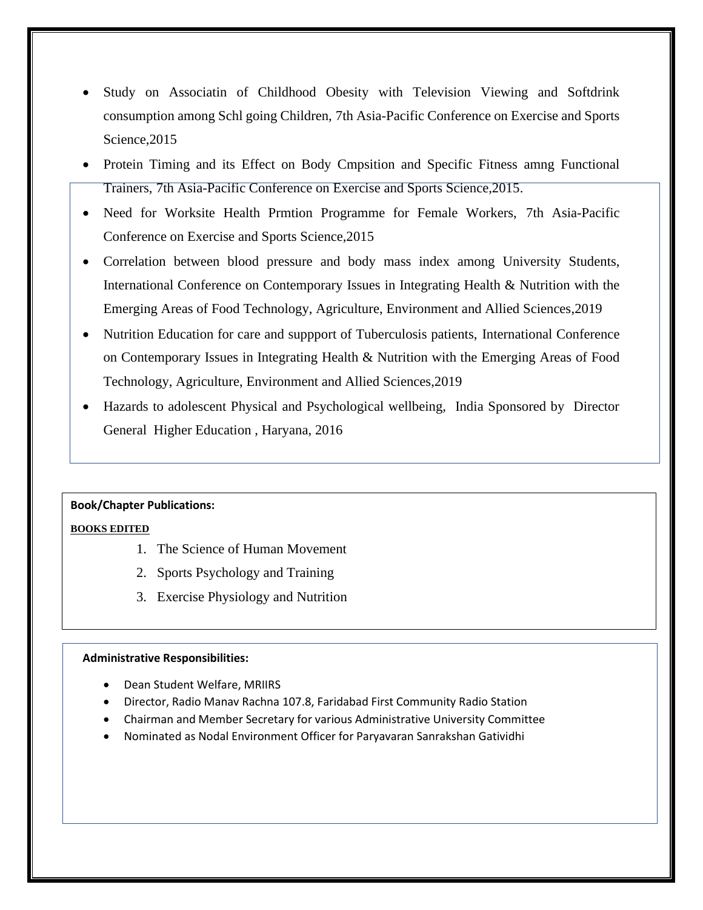- Study on Associatin of Childhood Obesity with Television Viewing and Softdrink consumption among Schl going Children, 7th Asia-Pacific Conference on Exercise and Sports Science,2015
- Protein Timing and its Effect on Body Cmpsition and Specific Fitness amng Functional Trainers, 7th Asia-Pacific Conference on Exercise and Sports Science,2015.
- Need for Worksite Health Prmtion Programme for Female Workers, 7th Asia-Pacific Conference on Exercise and Sports Science,2015
- Correlation between blood pressure and body mass index among University Students, International Conference on Contemporary Issues in Integrating Health & Nutrition with the Emerging Areas of Food Technology, Agriculture, Environment and Allied Sciences,2019
- Nutrition Education for care and suppport of Tuberculosis patients, International Conference on Contemporary Issues in Integrating Health & Nutrition with the Emerging Areas of Food Technology, Agriculture, Environment and Allied Sciences,2019
- Hazards to adolescent Physical and Psychological wellbeing, India Sponsored by Director General Higher Education , Haryana, 2016

**Book/Chapter Publications:**

**BOOKS EDITED**

1. The Science of Human Movement
2. Sports Psychology and Training
3. Exercise Physiology and Nutrition

**Administrative Responsibilities:**

- Dean Student Welfare, MRIIRS
- Director, Radio Manav Rachna 107.8, Faridabad First Community Radio Station
- Chairman and Member Secretary for various Administrative University Committee
- Nominated as Nodal Environment Officer for Paryavaran Sanrakshan Gatividhi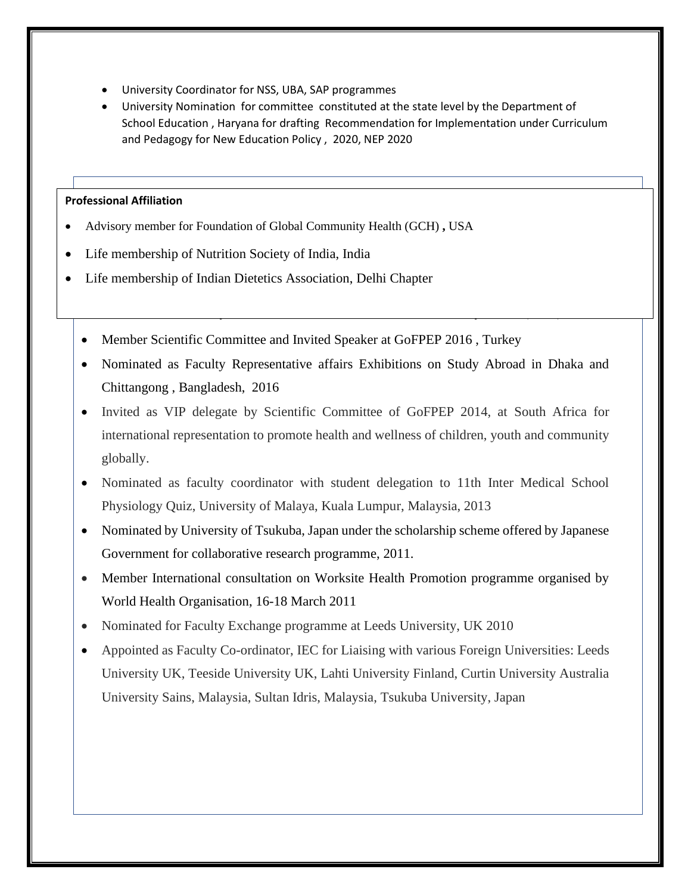- University Coordinator for NSS, UBA, SAP programmes
- University Nomination for committee constituted at the state level by the Department of School Education , Haryana for drafting Recommendation for Implementation under Curriculum and Pedagogy for New Education Policy , 2020, NEP 2020

**Professional Affiliation**

- Advisory member for Foundation of Global Community Health (GCH) **,** USA
- Life membership of Nutrition Society of India, India
- Life membership of Indian Dietetics Association, Delhi Chapter

- Member Scientific Committee and Invited Speaker at GoFPEP 2016 , Turkey
- Nominated as Faculty Representative affairs Exhibitions on Study Abroad in Dhaka and Chittangong , Bangladesh, 2016
- Invited as VIP delegate by Scientific Committee of GoFPEP 2014, at South Africa for international representation to promote health and wellness of children, youth and community globally.
- Nominated as faculty coordinator with student delegation to 11th Inter Medical School Physiology Quiz, University of Malaya, Kuala Lumpur, Malaysia, 2013
- Nominated by University of Tsukuba, Japan under the scholarship scheme offered by Japanese Government for collaborative research programme, 2011.
- Member International consultation on Worksite Health Promotion programme organised by World Health Organisation, 16-18 March 2011
- Nominated for Faculty Exchange programme at Leeds University, UK 2010
- Appointed as Faculty Co-ordinator, IEC for Liaising with various Foreign Universities: Leeds University UK, Teeside University UK, Lahti University Finland, Curtin University Australia University Sains, Malaysia, Sultan Idris, Malaysia, Tsukuba University, Japan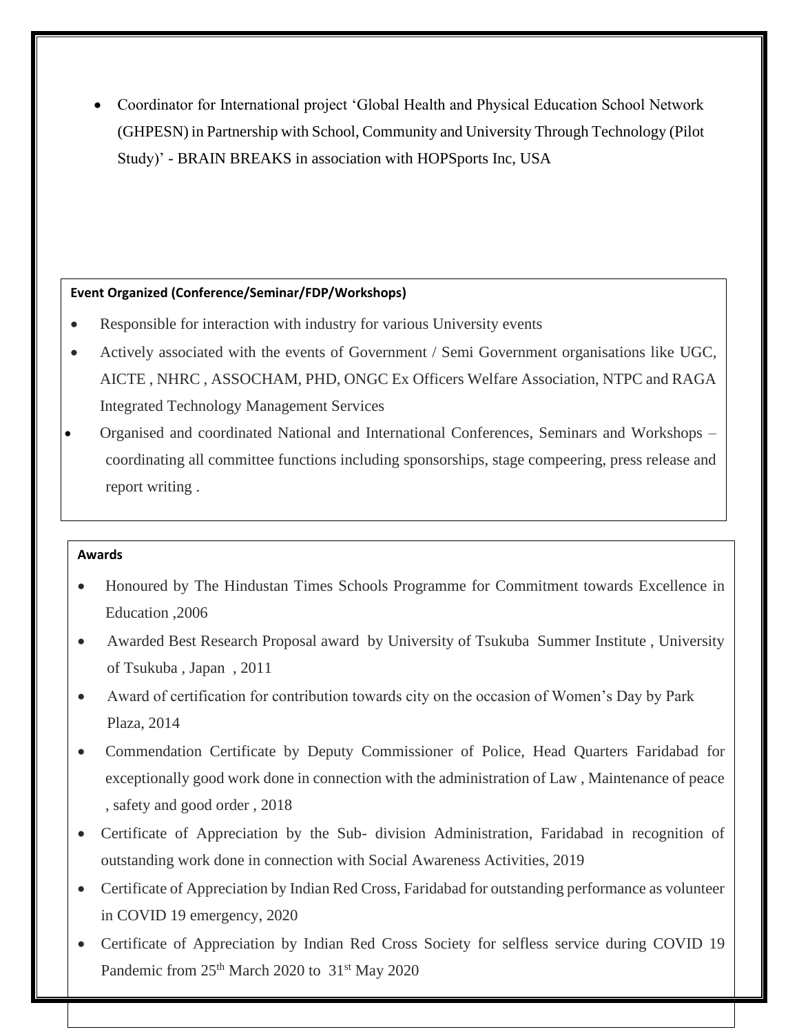- Coordinator for International project 'Global Health and Physical Education School Network (GHPESN) in Partnership with School, Community and University Through Technology (Pilot Study)' - BRAIN BREAKS in association with HOPSports Inc, USA

**Event Organized (Conference/Seminar/FDP/Workshops)**

- Responsible for interaction with industry for various University events
- Actively associated with the events of Government / Semi Government organisations like UGC, AICTE , NHRC , ASSOCHAM, PHD, ONGC Ex Officers Welfare Association, NTPC and RAGA Integrated Technology Management Services
- Organised and coordinated National and International Conferences, Seminars and Workshops – coordinating all committee functions including sponsorships, stage compeering, press release and report writing .

**Awards**

- Honoured by The Hindustan Times Schools Programme for Commitment towards Excellence in Education ,2006
- Awarded Best Research Proposal award by University of Tsukuba Summer Institute , University of Tsukuba , Japan , 2011
- Award of certification for contribution towards city on the occasion of Women's Day by Park Plaza, 2014
- Commendation Certificate by Deputy Commissioner of Police, Head Quarters Faridabad for exceptionally good work done in connection with the administration of Law , Maintenance of peace , safety and good order , 2018
- Certificate of Appreciation by the Sub- division Administration, Faridabad in recognition of outstanding work done in connection with Social Awareness Activities, 2019
- Certificate of Appreciation by Indian Red Cross, Faridabad for outstanding performance as volunteer in COVID 19 emergency, 2020
- Certificate of Appreciation by Indian Red Cross Society for selfless service during COVID 19 Pandemic from 25th March 2020 to 31st May 2020